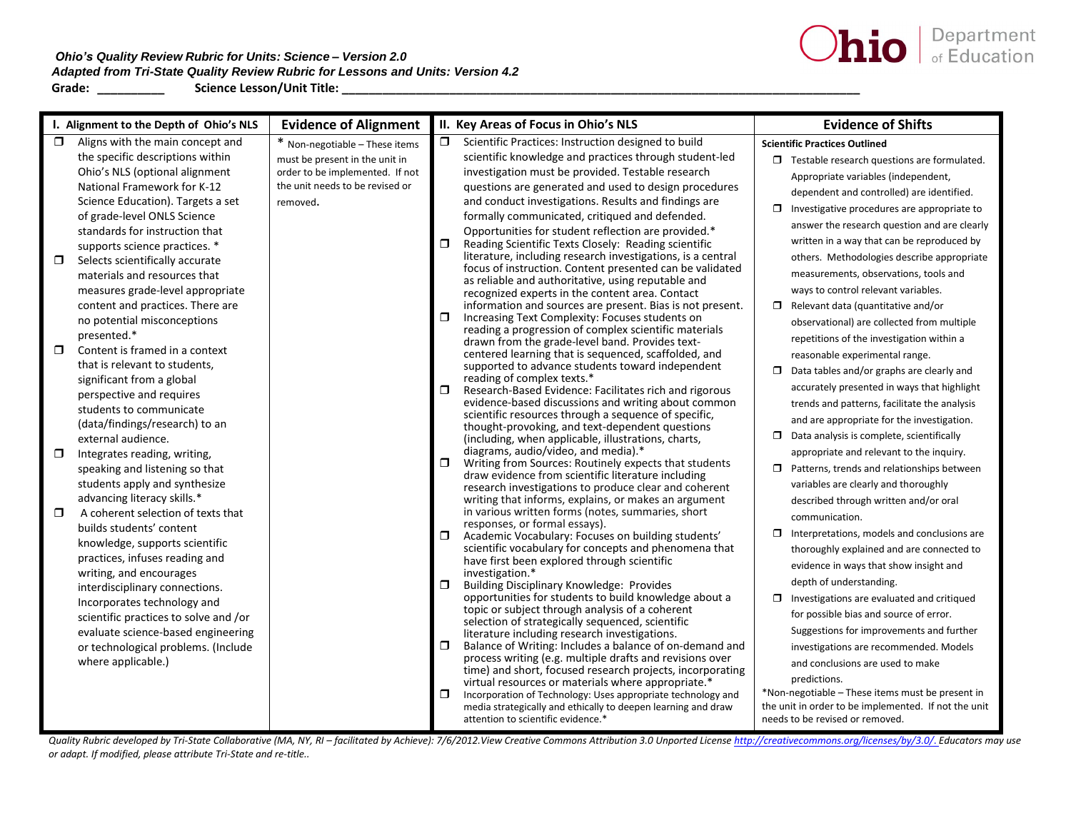*Ohio's Quality Review Rubric for Units: Science – Version 2.0*

*Adapted from Tri-State Quality Review Rubric for Lessons and Units: Version 4.2*

**Grade: __________ Science Lesson/Unit Title: ______________________________________________**

| I. Alignment to the Depth of Ohio's NLS | Evidence of Alignment | II. Key Areas of Focus in Ohio's NLS | Evidence of Shifts |
|---|---|---|---|
| ❒ Aligns with the main concept and the specific descriptions within Ohio's NLS (optional alignment National Framework for K-12 Science Education). Targets a set of grade-level ONLS Science standards for instruction that supports science practices. *<br>❒ Selects scientifically accurate materials and resources that measures grade-level appropriate content and practices. There are no potential misconceptions presented.*<br>❒ Content is framed in a context that is relevant to students, significant from a global perspective and requires students to communicate (data/findings/research) to an external audience.<br>❒ Integrates reading, writing, speaking and listening so that students apply and synthesize advancing literacy skills.*<br>❒ A coherent selection of texts that builds students' content knowledge, supports scientific practices, infuses reading and writing, and encourages interdisciplinary connections. Incorporates technology and scientific practices to solve and /or evaluate science-based engineering or technological problems. (Include where applicable.) | * Non-negotiable – These items must be present in the unit in order to be implemented. If not the unit needs to be revised or removed. | ❒ Scientific Practices: Instruction designed to build scientific knowledge and practices through student-led investigation must be provided. Testable research questions are generated and used to design procedures and conduct investigations. Results and findings are formally communicated, critiqued and defended. Opportunities for student reflection are provided.*<br>❒ Reading Scientific Texts Closely: Reading scientific literature, including research investigations, is a central focus of instruction. Content presented can be validated as reliable and authoritative, using reputable and recognized experts in the content area. Contact information and sources are present. Bias is not present.<br>❒ Increasing Text Complexity: Focuses students on reading a progression of complex scientific materials drawn from the grade-level band. Provides text-centered learning that is sequenced, scaffolded, and supported to advance students toward independent reading of complex texts.*<br>❒ Research-Based Evidence: Facilitates rich and rigorous evidence-based discussions and writing about common scientific resources through a sequence of specific, thought-provoking, and text-dependent questions (including, when applicable, illustrations, charts, diagrams, audio/video, and media).*<br>❒ Writing from Sources: Routinely expects that students draw evidence from scientific literature including research investigations to produce clear and coherent writing that informs, explains, or makes an argument in various written forms (notes, summaries, short responses, or formal essays).<br>❒ Academic Vocabulary: Focuses on building students' scientific vocabulary for concepts and phenomena that have first been explored through scientific investigation.*<br>❒ Building Disciplinary Knowledge: Provides opportunities for students to build knowledge about a topic or subject through analysis of a coherent selection of strategically sequenced, scientific literature including research investigations.<br>❒ Balance of Writing: Includes a balance of on-demand and process writing (e.g. multiple drafts and revisions over time) and short, focused research projects, incorporating virtual resources or materials where appropriate.*<br>❒ Incorporation of Technology: Uses appropriate technology and media strategically and ethically to deepen learning and draw attention to scientific evidence.* | **Scientific Practices Outlined**<br>❒ Testable research questions are formulated. Appropriate variables (independent, dependent and controlled) are identified.<br>❒ Investigative procedures are appropriate to answer the research question and are clearly written in a way that can be reproduced by others. Methodologies describe appropriate measurements, observations, tools and ways to control relevant variables.<br>❒ Relevant data (quantitative and/or observational) are collected from multiple repetitions of the investigation within a reasonable experimental range.<br>❒ Data tables and/or graphs are clearly and accurately presented in ways that highlight trends and patterns, facilitate the analysis and are appropriate for the investigation.<br>❒ Data analysis is complete, scientifically appropriate and relevant to the inquiry.<br>❒ Patterns, trends and relationships between variables are clearly and thoroughly described through written and/or oral communication.<br>❒ Interpretations, models and conclusions are thoroughly explained and are connected to evidence in ways that show insight and depth of understanding.<br>❒ Investigations are evaluated and critiqued for possible bias and source of error. Suggestions for improvements and further investigations are recommended. Models and conclusions are used to make predictions.<br>*Non-negotiable – These items must be present in the unit in order to be implemented. If not the unit needs to be revised or removed. |

*Quality Rubric developed by Tri-State Collaborative (MA, NY, RI – facilitated by Achieve): 7/6/2012.View Creative Commons Attribution 3.0 Unported License http://creativecommons.org/licenses/by/3.0/. Educators may use or adapt. If modified, please attribute Tri-State and re-title..*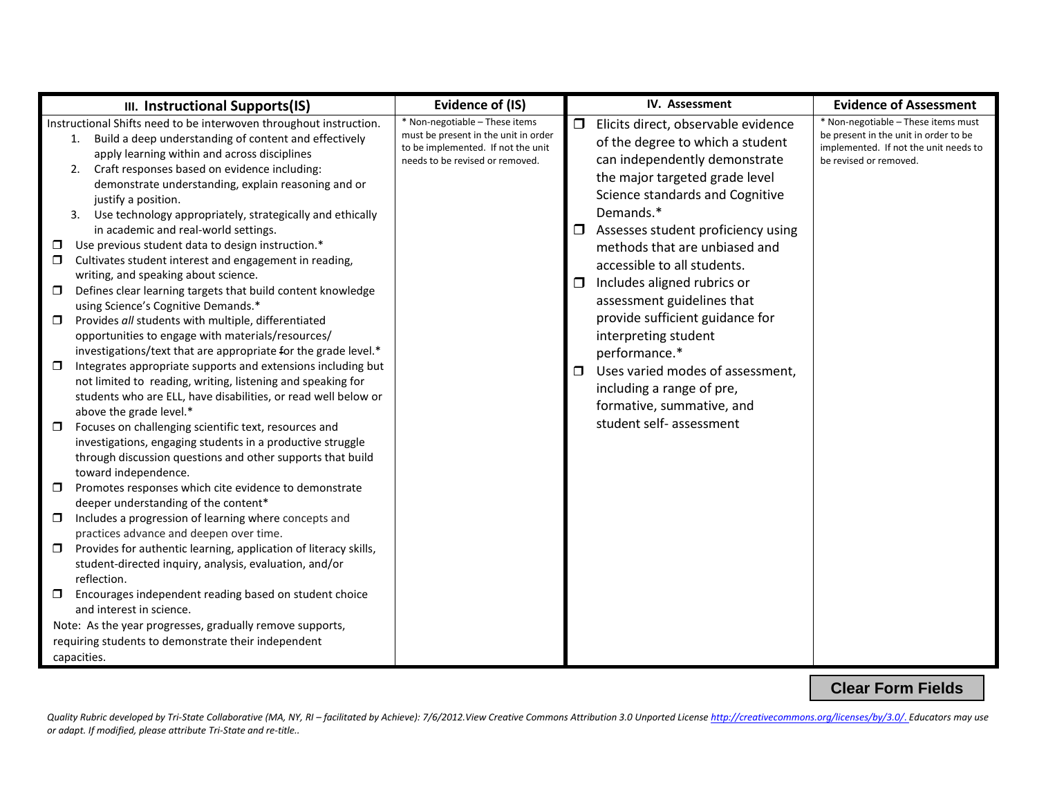| III. **Instructional Supports(IS)** | **Evidence of (IS)** | **IV. Assessment** | **Evidence of Assessment** |
|---|---|---|---|
| Instructional Shifts need to be interwoven throughout instruction.<br>1. Build a deep understanding of content and effectively apply learning within and across disciplines<br>2. Craft responses based on evidence including: demonstrate understanding, explain reasoning and or justify a position.<br>3. Use technology appropriately, strategically and ethically in academic and real-world settings.<br>❒ Use previous student data to design instruction.*<br>❒ Cultivates student interest and engagement in reading, writing, and speaking about science.<br>❒ Defines clear learning targets that build content knowledge using Science's Cognitive Demands.*<br>❒ Provides *all* students with multiple, differentiated opportunities to engage with materials/resources/ investigations/text that are appropriate for the grade level.*<br>❒ Integrates appropriate supports and extensions including but not limited to reading, writing, listening and speaking for students who are ELL, have disabilities, or read well below or above the grade level.*<br>❒ Focuses on challenging scientific text, resources and investigations, engaging students in a productive struggle through discussion questions and other supports that build toward independence.<br>❒ Promotes responses which cite evidence to demonstrate deeper understanding of the content*<br>❒ Includes a progression of learning where concepts and practices advance and deepen over time.<br>❒ Provides for authentic learning, application of literacy skills, student-directed inquiry, analysis, evaluation, and/or reflection.<br>❒ Encourages independent reading based on student choice and interest in science.<br>Note: As the year progresses, gradually remove supports, requiring students to demonstrate their independent capacities. | * Non-negotiable – These items must be present in the unit in order to be implemented. If not the unit needs to be revised or removed. | ❒ Elicits direct, observable evidence of the degree to which a student can independently demonstrate the major targeted grade level Science standards and Cognitive Demands.*<br>❒ Assesses student proficiency using methods that are unbiased and accessible to all students.<br>❒ Includes aligned rubrics or assessment guidelines that provide sufficient guidance for interpreting student performance.*<br>❒ Uses varied modes of assessment, including a range of pre, formative, summative, and student self- assessment | * Non-negotiable – These items must be present in the unit in order to be implemented. If not the unit needs to be revised or removed. |

**Clear Form Fields**

*Quality Rubric developed by Tri-State Collaborative (MA, NY, RI – facilitated by Achieve): 7/6/2012.View Creative Commons Attribution 3.0 Unported License http://creativecommons.org/licenses/by/3.0/. Educators may use or adapt. If modified, please attribute Tri-State and re-title..*